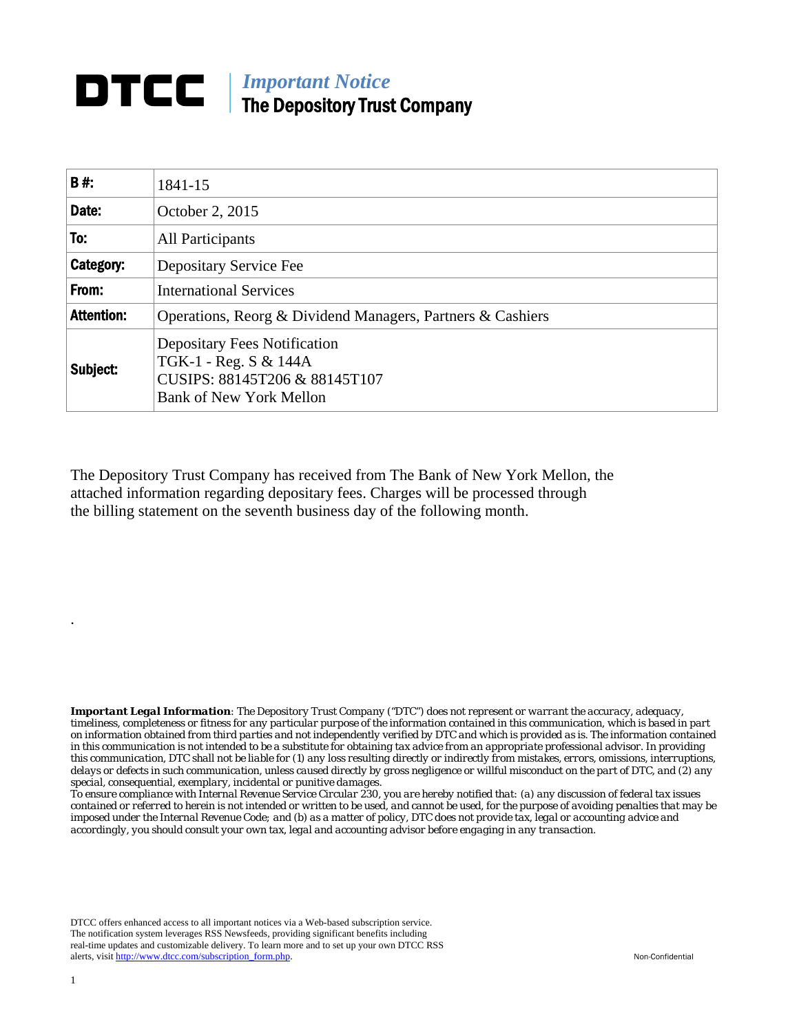# DTCC | *Important Notice*
## The Depository Trust Company

| | |
|---|---|
| **B #:** | 1841-15 |
| **Date:** | October 2, 2015 |
| **To:** | All Participants |
| **Category:** | Depositary Service Fee |
| **From:** | International Services |
| **Attention:** | Operations, Reorg & Dividend Managers, Partners & Cashiers |
| **Subject:** | Depositary Fees Notification<br>TGK-1 - Reg. S & 144A<br>CUSIPS: 88145T206 & 88145T107<br>Bank of New York Mellon |

The Depository Trust Company has received from The Bank of New York Mellon, the attached information regarding depositary fees. Charges will be processed through the billing statement on the seventh business day of the following month.

.

***Important Legal Information***: *The Depository Trust Company ("DTC") does not represent or warrant the accuracy, adequacy, timeliness, completeness or fitness for any particular purpose of the information contained in this communication, which is based in part on information obtained from third parties and not independently verified by DTC and which is provided as is. The information contained in this communication is not intended to be a substitute for obtaining tax advice from an appropriate professional advisor. In providing this communication, DTC shall not be liable for (1) any loss resulting directly or indirectly from mistakes, errors, omissions, interruptions, delays or defects in such communication, unless caused directly by gross negligence or willful misconduct on the part of DTC, and (2) any special, consequential, exemplary, incidental or punitive damages.*
*To ensure compliance with Internal Revenue Service Circular 230, you are hereby notified that: (a) any discussion of federal tax issues contained or referred to herein is not intended or written to be used, and cannot be used, for the purpose of avoiding penalties that may be imposed under the Internal Revenue Code; and (b) as a matter of policy, DTC does not provide tax, legal or accounting advice and accordingly, you should consult your own tax, legal and accounting advisor before engaging in any transaction.*

DTCC offers enhanced access to all important notices via a Web-based subscription service. The notification system leverages RSS Newsfeeds, providing significant benefits including real-time updates and customizable delivery. To learn more and to set up your own DTCC RSS alerts, visit http://www.dtcc.com/subscription_form.php.

Non-Confidential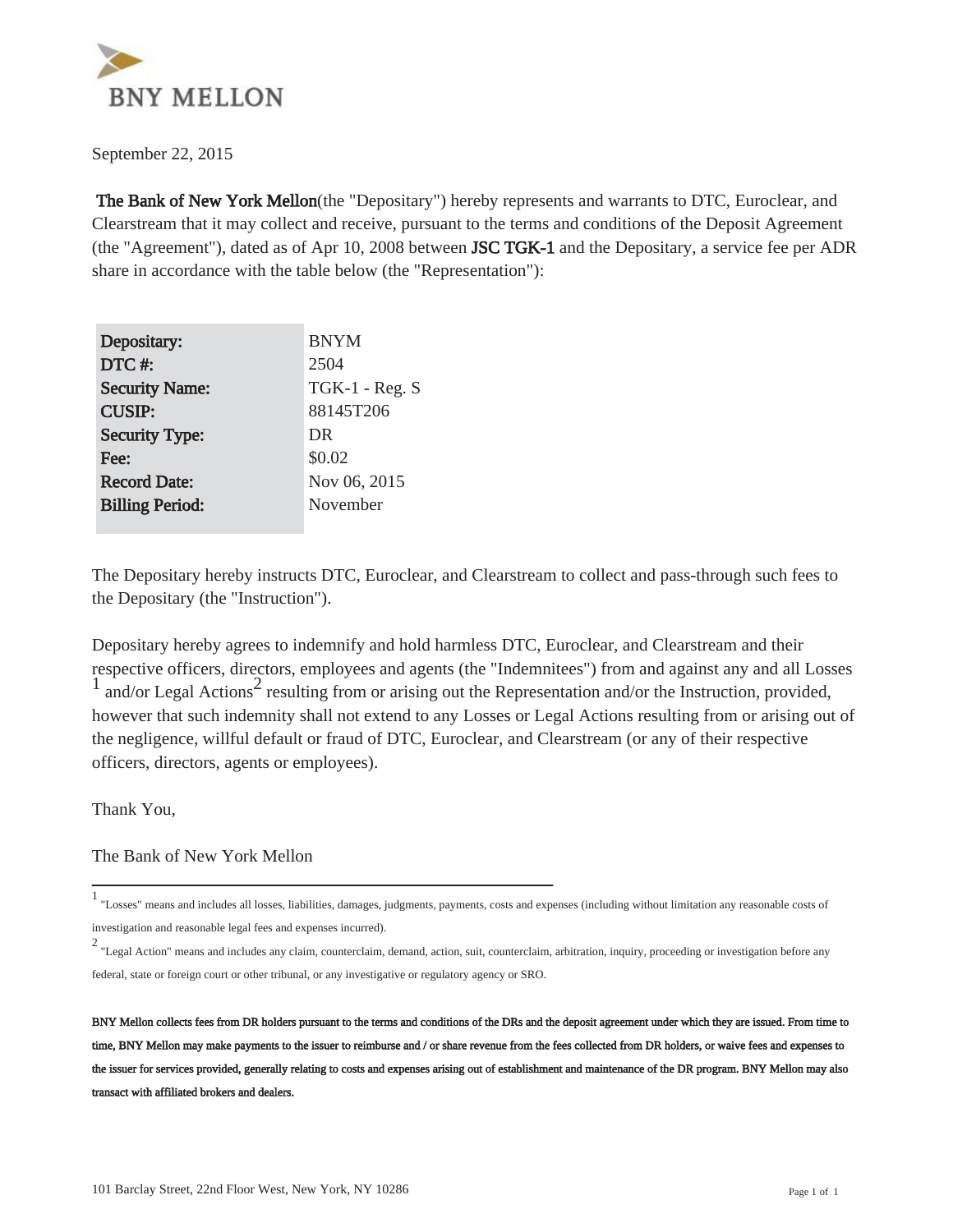BNY MELLON

September 22, 2015

**The Bank of New York Mellon**(the "Depositary") hereby represents and warrants to DTC, Euroclear, and Clearstream that it may collect and receive, pursuant to the terms and conditions of the Deposit Agreement (the "Agreement"), dated as of Apr 10, 2008 between **JSC TGK-1** and the Depositary, a service fee per ADR share in accordance with the table below (the "Representation"):

| | |
|---|---|
| **Depositary:** | BNYM |
| **DTC #:** | 2504 |
| **Security Name:** | TGK-1 - Reg. S |
| **CUSIP:** | 88145T206 |
| **Security Type:** | DR |
| **Fee:** | $0.02 |
| **Record Date:** | Nov 06, 2015 |
| **Billing Period:** | November |

The Depositary hereby instructs DTC, Euroclear, and Clearstream to collect and pass-through such fees to the Depositary (the "Instruction").

Depositary hereby agrees to indemnify and hold harmless DTC, Euroclear, and Clearstream and their respective officers, directors, employees and agents (the "Indemnitees") from and against any and all Losses [1] and/or Legal Actions[2] resulting from or arising out the Representation and/or the Instruction, provided, however that such indemnity shall not extend to any Losses or Legal Actions resulting from or arising out of the negligence, willful default or fraud of DTC, Euroclear, and Clearstream (or any of their respective officers, directors, agents or employees).

Thank You,

The Bank of New York Mellon

---

[1] "Losses" means and includes all losses, liabilities, damages, judgments, payments, costs and expenses (including without limitation any reasonable costs of investigation and reasonable legal fees and expenses incurred).

[2] "Legal Action" means and includes any claim, counterclaim, demand, action, suit, counterclaim, arbitration, inquiry, proceeding or investigation before any federal, state or foreign court or other tribunal, or any investigative or regulatory agency or SRO.

**BNY Mellon collects fees from DR holders pursuant to the terms and conditions of the DRs and the deposit agreement under which they are issued. From time to time, BNY Mellon may make payments to the issuer to reimburse and / or share revenue from the fees collected from DR holders, or waive fees and expenses to the issuer for services provided, generally relating to costs and expenses arising out of establishment and maintenance of the DR program. BNY Mellon may also transact with affiliated brokers and dealers.**

101 Barclay Street, 22nd Floor West, New York, NY 10286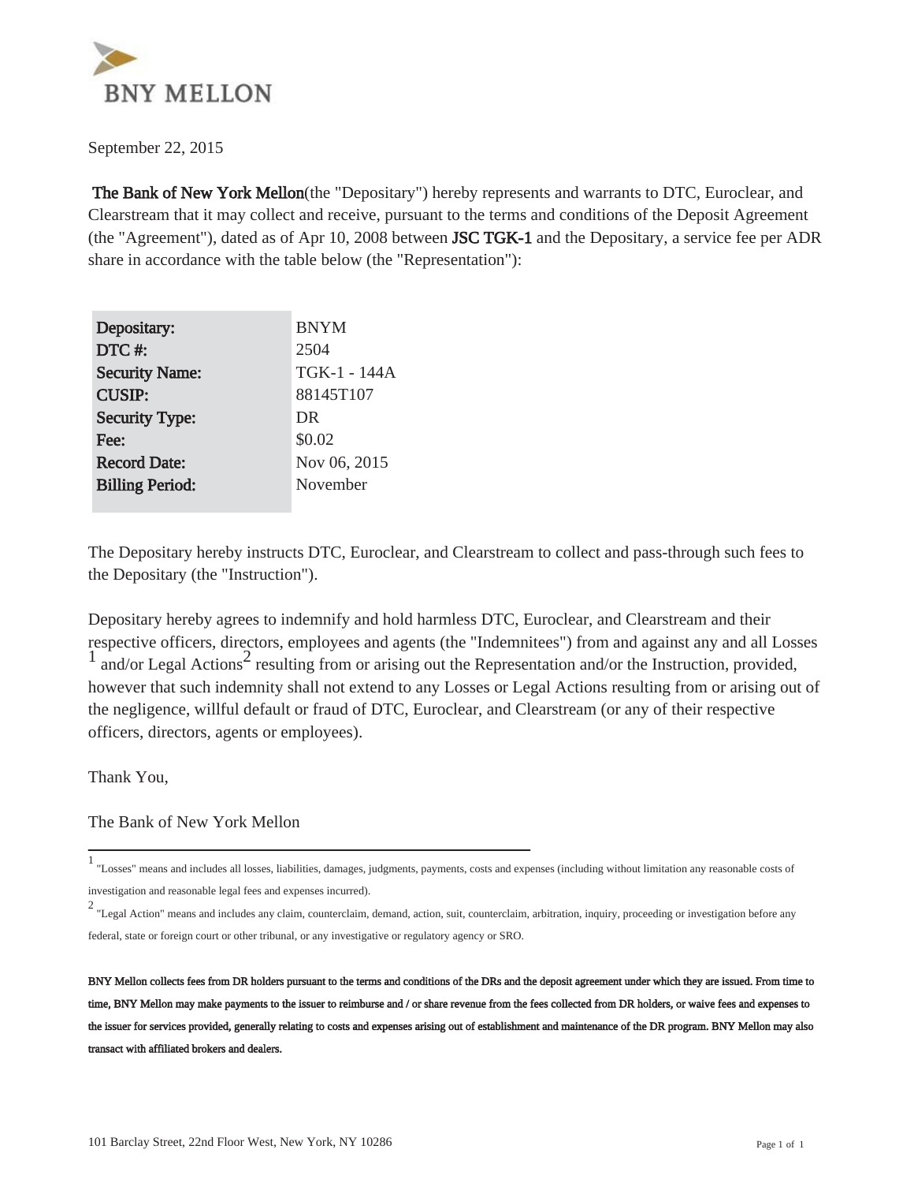BNY MELLON

September 22, 2015

**The Bank of New York Mellon**(the "Depositary") hereby represents and warrants to DTC, Euroclear, and Clearstream that it may collect and receive, pursuant to the terms and conditions of the Deposit Agreement (the "Agreement"), dated as of Apr 10, 2008 between **JSC TGK-1** and the Depositary, a service fee per ADR share in accordance with the table below (the "Representation"):

| | |
|---|---|
| **Depositary:** | BNYM |
| **DTC #:** | 2504 |
| **Security Name:** | TGK-1 - 144A |
| **CUSIP:** | 88145T107 |
| **Security Type:** | DR |
| **Fee:** | $0.02 |
| **Record Date:** | Nov 06, 2015 |
| **Billing Period:** | November |

The Depositary hereby instructs DTC, Euroclear, and Clearstream to collect and pass-through such fees to the Depositary (the "Instruction").

Depositary hereby agrees to indemnify and hold harmless DTC, Euroclear, and Clearstream and their respective officers, directors, employees and agents (the "Indemnitees") from and against any and all Losses [1] and/or Legal Actions[2] resulting from or arising out the Representation and/or the Instruction, provided, however that such indemnity shall not extend to any Losses or Legal Actions resulting from or arising out of the negligence, willful default or fraud of DTC, Euroclear, and Clearstream (or any of their respective officers, directors, agents or employees).

Thank You,

The Bank of New York Mellon

---

[1] "Losses" means and includes all losses, liabilities, damages, judgments, payments, costs and expenses (including without limitation any reasonable costs of investigation and reasonable legal fees and expenses incurred).

[2] "Legal Action" means and includes any claim, counterclaim, demand, action, suit, counterclaim, arbitration, inquiry, proceeding or investigation before any federal, state or foreign court or other tribunal, or any investigative or regulatory agency or SRO.

**BNY Mellon collects fees from DR holders pursuant to the terms and conditions of the DRs and the deposit agreement under which they are issued. From time to time, BNY Mellon may make payments to the issuer to reimburse and / or share revenue from the fees collected from DR holders, or waive fees and expenses to the issuer for services provided, generally relating to costs and expenses arising out of establishment and maintenance of the DR program. BNY Mellon may also transact with affiliated brokers and dealers.**

101 Barclay Street, 22nd Floor West, New York, NY 10286